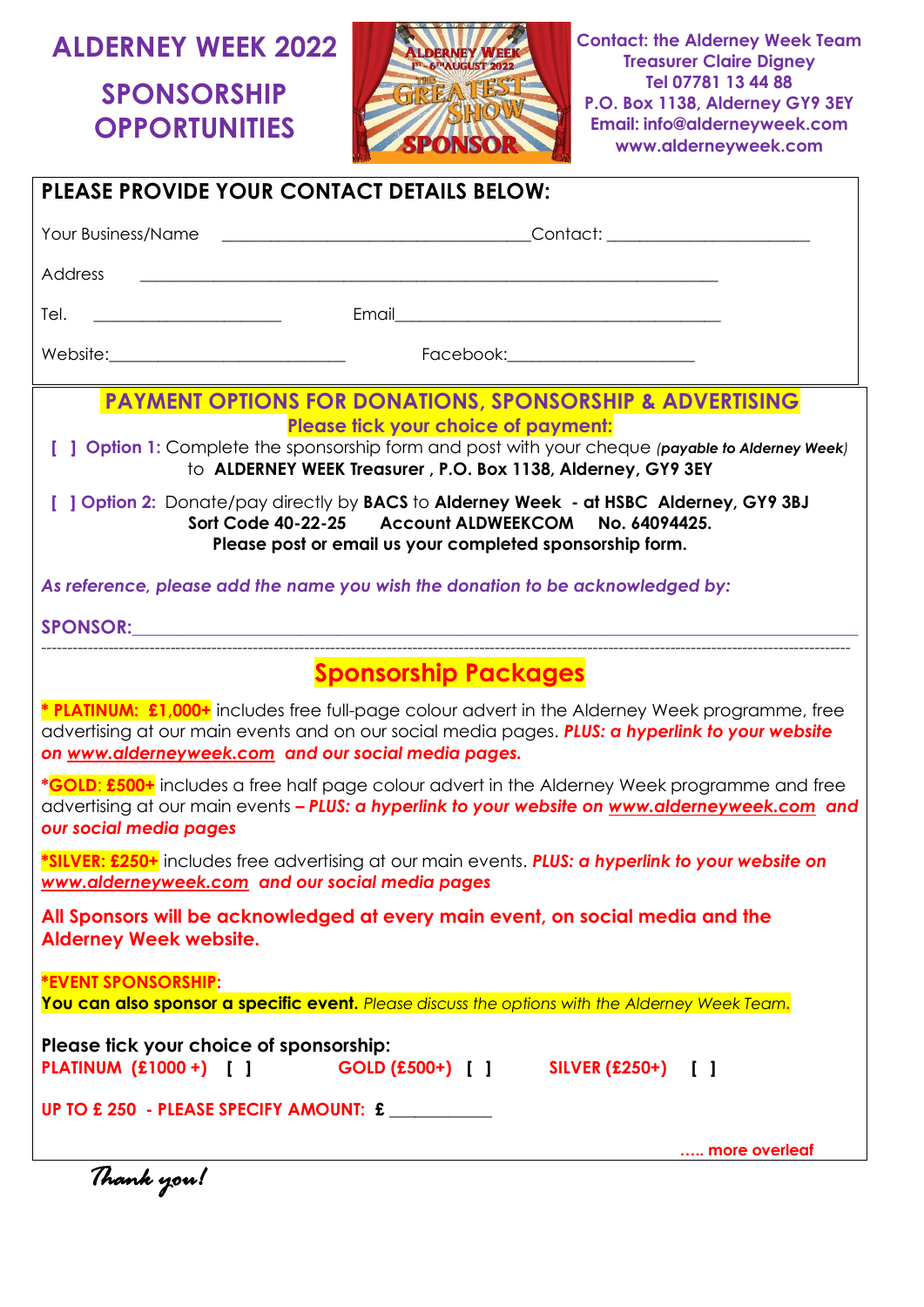# ALDERNEY WEEK 2022

## SPONSORSHIP OPPORTUNITIES

**Contact: the Alderney Week Team**
**Treasurer Claire Digney**
**Tel 07781 13 44 88**
**P.O. Box 1138, Alderney GY9 3EY**
**Email: info@alderneyweek.com**
**www.alderneyweek.com**

## PLEASE PROVIDE YOUR CONTACT DETAILS BELOW:

Your Business/Name ________________________________ Contact: ______________________

Address ____________________________________________________________

Tel. ____________________ Email__________________________________

Website:_________________________ Facebook:____________________

## PAYMENT OPTIONS FOR DONATIONS, SPONSORSHIP & ADVERTISING

**Please tick your choice of payment:**

[ ] **Option 1:** Complete the sponsorship form and post with your cheque *(payable to Alderney Week)* to **ALDERNEY WEEK Treasurer , P.O. Box 1138, Alderney, GY9 3EY**

[ ] **Option 2:** Donate/pay directly by **BACS** to **Alderney Week - at HSBC Alderney, GY9 3BJ**
**Sort Code 40-22-25 Account ALDWEEKCOM No. 64094425.**
**Please post or email us your completed sponsorship form.**

***As reference, please add the name you wish the donation to be acknowledged by:***

**SPONSOR:**______________________________________________________________

---

## Sponsorship Packages

**\* PLATINUM: £1,000+** includes free full-page colour advert in the Alderney Week programme, free advertising at our main events and on our social media pages. ***PLUS: a hyperlink to your website on www.alderneyweek.com and our social media pages.***

**\*GOLD: £500+** includes a free half page colour advert in the Alderney Week programme and free advertising at our main events ***– PLUS: a hyperlink to your website on www.alderneyweek.com and our social media pages***

**\*SILVER: £250+** includes free advertising at our main events. ***PLUS: a hyperlink to your website on www.alderneyweek.com and our social media pages***

**All Sponsors will be acknowledged at every main event, on social media and the Alderney Week website.**

**\*EVENT SPONSORSHIP:**
**You can also sponsor a specific event.** *Please discuss the options with the Alderney Week Team.*

**Please tick your choice of sponsorship:**
**PLATINUM (£1000 +) [ ]** **GOLD (£500+) [ ]** **SILVER (£250+) [ ]**

**UP TO £ 250 - PLEASE SPECIFY AMOUNT: £** __________

**….. more overleaf**

*Thank you!*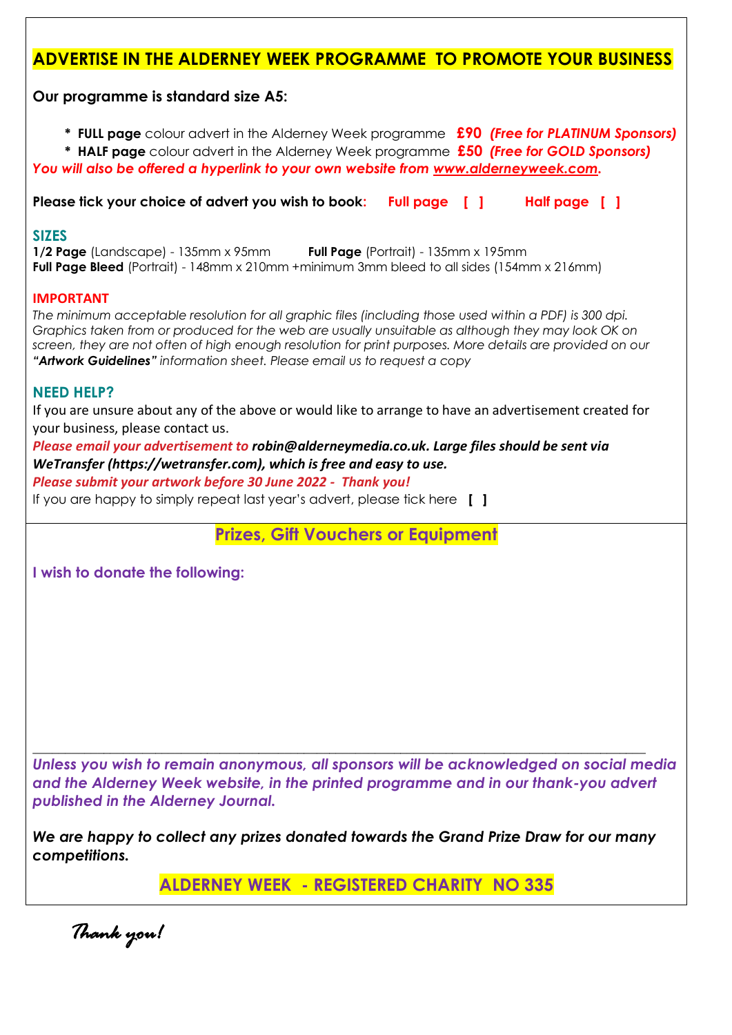## ADVERTISE IN THE ALDERNEY WEEK PROGRAMME TO PROMOTE YOUR BUSINESS

**Our programme is standard size A5:**

- **FULL page** colour advert in the Alderney Week programme **£90** ***(Free for PLATINUM Sponsors)***
- **HALF page** colour advert in the Alderney Week programme **£50** ***(Free for GOLD Sponsors)***

***You will also be offered a hyperlink to your own website from [www.alderneyweek.com](http://www.alderneyweek.com).***

**Please tick your choice of advert you wish to book: Full page [ ] Half page [ ]**

### SIZES

**1/2 Page** (Landscape) - 135mm x 95mm **Full Page** (Portrait) - 135mm x 195mm
**Full Page Bleed** (Portrait) - 148mm x 210mm +minimum 3mm bleed to all sides (154mm x 216mm)

### IMPORTANT

*The minimum acceptable resolution for all graphic files (including those used within a PDF) is 300 dpi. Graphics taken from or produced for the web are usually unsuitable as although they may look OK on screen, they are not often of high enough resolution for print purposes. More details are provided on our **"Artwork Guidelines"** information sheet. Please email us to request a copy*

### NEED HELP?

If you are unsure about any of the above or would like to arrange to have an advertisement created for your business, please contact us.

***Please email your advertisement to robin@alderneymedia.co.uk. Large files should be sent via WeTransfer (https://wetransfer.com), which is free and easy to use.***

***Please submit your artwork before 30 June 2022 - Thank you!***

If you are happy to simply repeat last year's advert, please tick here **[ ]**

## Prizes, Gift Vouchers or Equipment

**I wish to donate the following:**

___

***Unless you wish to remain anonymous, all sponsors will be acknowledged on social media and the Alderney Week website, in the printed programme and in our thank-you advert published in the Alderney Journal.***

***We are happy to collect any prizes donated towards the Grand Prize Draw for our many competitions.***

**ALDERNEY WEEK - REGISTERED CHARITY NO 335**

*Thank you!*